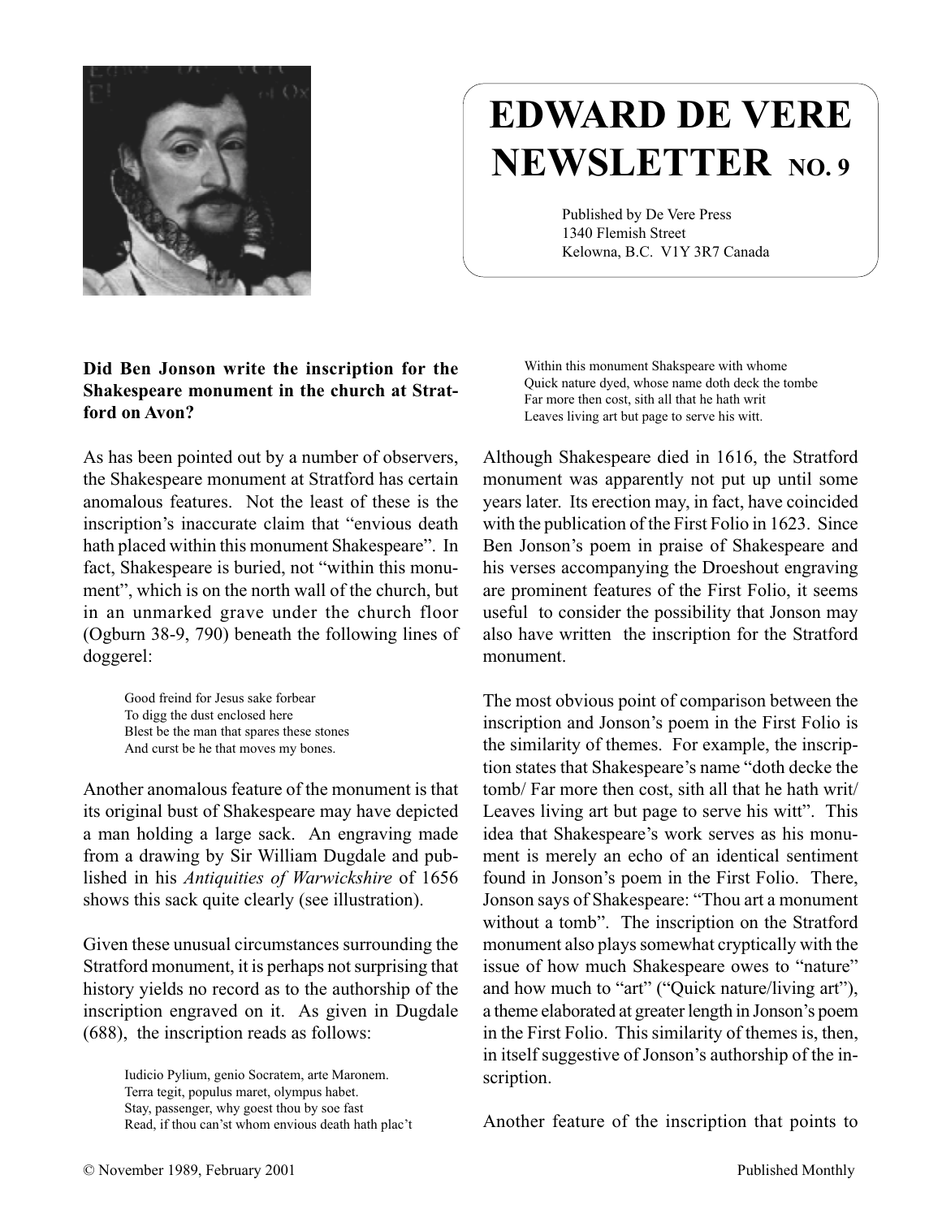# EDWARD DE VERE NEWSLETTER NO. 9

Published by De Vere Press
1340 Flemish Street
Kelowna, B.C. V1Y 3R7 Canada

**Did Ben Jonson write the inscription for the Shakespeare monument in the church at Stratford on Avon?**

As has been pointed out by a number of observers, the Shakespeare monument at Stratford has certain anomalous features. Not the least of these is the inscription's inaccurate claim that "envious death hath placed within this monument Shakespeare". In fact, Shakespeare is buried, not "within this monument", which is on the north wall of the church, but in an unmarked grave under the church floor (Ogburn 38-9, 790) beneath the following lines of doggerel:

> Good freind for Jesus sake forbear
> To digg the dust enclosed here
> Blest be the man that spares these stones
> And curst be he that moves my bones.

Another anomalous feature of the monument is that its original bust of Shakespeare may have depicted a man holding a large sack. An engraving made from a drawing by Sir William Dugdale and published in his *Antiquities of Warwickshire* of 1656 shows this sack quite clearly (see illustration).

Given these unusual circumstances surrounding the Stratford monument, it is perhaps not surprising that history yields no record as to the authorship of the inscription engraved on it. As given in Dugdale (688), the inscription reads as follows:

> Iudicio Pylium, genio Socratem, arte Maronem.
> Terra tegit, populus maret, olympus habet.
> Stay, passenger, why goest thou by soe fast
> Read, if thou can'st whom envious death hath plac't
> Within this monument Shakspeare with whome
> Quick nature dyed, whose name doth deck the tombe
> Far more then cost, sith all that he hath writ
> Leaves living art but page to serve his witt.

Although Shakespeare died in 1616, the Stratford monument was apparently not put up until some years later. Its erection may, in fact, have coincided with the publication of the First Folio in 1623. Since Ben Jonson's poem in praise of Shakespeare and his verses accompanying the Droeshout engraving are prominent features of the First Folio, it seems useful to consider the possibility that Jonson may also have written the inscription for the Stratford monument.

The most obvious point of comparison between the inscription and Jonson's poem in the First Folio is the similarity of themes. For example, the inscription states that Shakespeare's name "doth decke the tomb/ Far more then cost, sith all that he hath writ/ Leaves living art but page to serve his witt". This idea that Shakespeare's work serves as his monument is merely an echo of an identical sentiment found in Jonson's poem in the First Folio. There, Jonson says of Shakespeare: "Thou art a monument without a tomb". The inscription on the Stratford monument also plays somewhat cryptically with the issue of how much Shakespeare owes to "nature" and how much to "art" ("Quick nature/living art"), a theme elaborated at greater length in Jonson's poem in the First Folio. This similarity of themes is, then, in itself suggestive of Jonson's authorship of the inscription.

Another feature of the inscription that points to

© November 1989, February 2001

Published Monthly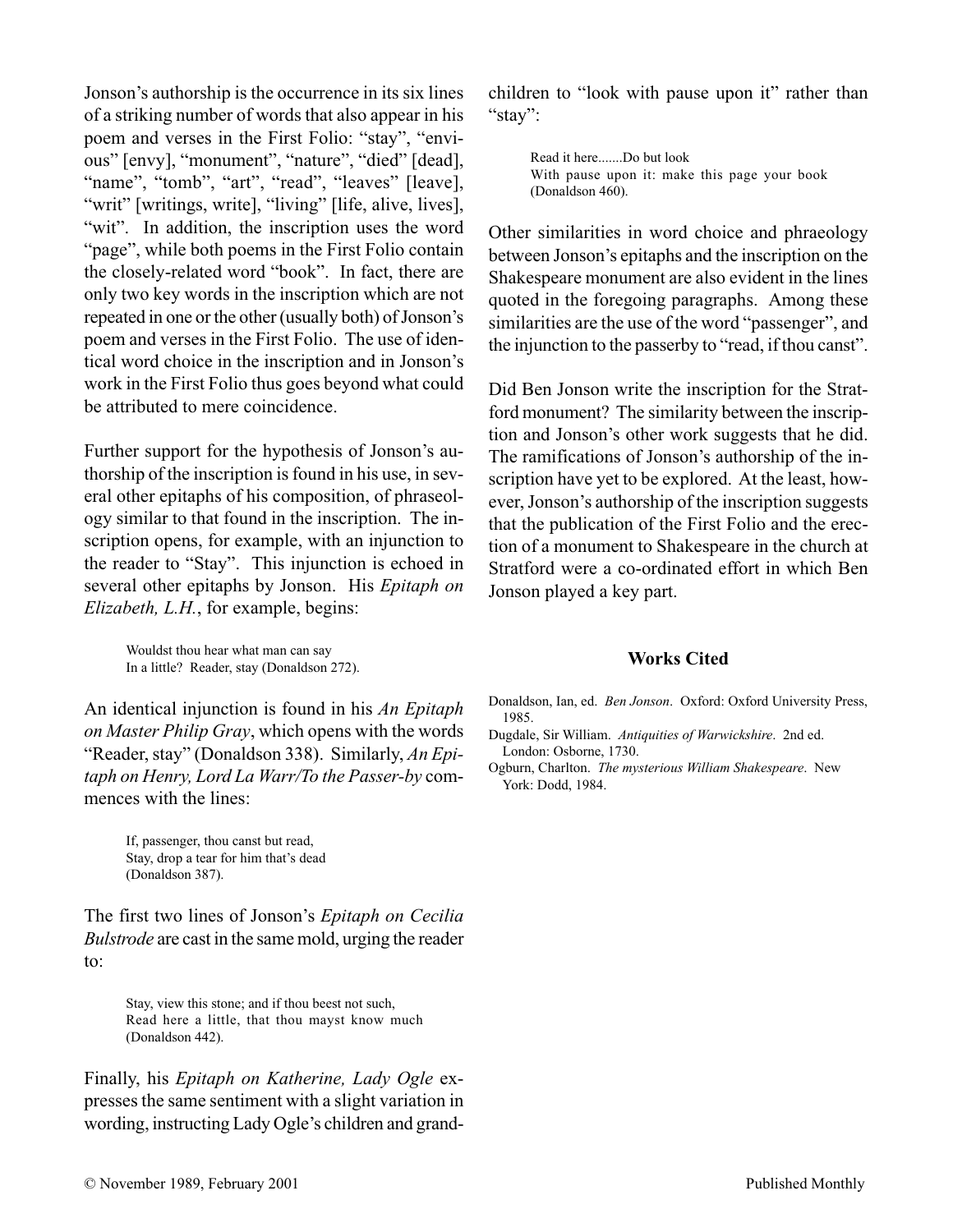Jonson's authorship is the occurrence in its six lines of a striking number of words that also appear in his poem and verses in the First Folio: "stay", "envious" [envy], "monument", "nature", "died" [dead], "name", "tomb", "art", "read", "leaves" [leave], "writ" [writings, write], "living" [life, alive, lives], "wit". In addition, the inscription uses the word "page", while both poems in the First Folio contain the closely-related word "book". In fact, there are only two key words in the inscription which are not repeated in one or the other (usually both) of Jonson's poem and verses in the First Folio. The use of identical word choice in the inscription and in Jonson's work in the First Folio thus goes beyond what could be attributed to mere coincidence.

Further support for the hypothesis of Jonson's authorship of the inscription is found in his use, in several other epitaphs of his composition, of phraseology similar to that found in the inscription. The inscription opens, for example, with an injunction to the reader to "Stay". This injunction is echoed in several other epitaphs by Jonson. His *Epitaph on Elizabeth, L.H.*, for example, begins:

> Wouldst thou hear what man can say
> In a little? Reader, stay (Donaldson 272).

An identical injunction is found in his *An Epitaph on Master Philip Gray*, which opens with the words "Reader, stay" (Donaldson 338). Similarly, *An Epitaph on Henry, Lord La Warr/To the Passer-by* commences with the lines:

> If, passenger, thou canst but read,
> Stay, drop a tear for him that's dead
> (Donaldson 387).

The first two lines of Jonson's *Epitaph on Cecilia Bulstrode* are cast in the same mold, urging the reader to:

> Stay, view this stone; and if thou beest not such,
> Read here a little, that thou mayst know much
> (Donaldson 442).

Finally, his *Epitaph on Katherine, Lady Ogle* expresses the same sentiment with a slight variation in wording, instructing Lady Ogle's children and grandchildren to "look with pause upon it" rather than "stay":

> Read it here.......Do but look
> With pause upon it: make this page your book
> (Donaldson 460).

Other similarities in word choice and phraeology between Jonson's epitaphs and the inscription on the Shakespeare monument are also evident in the lines quoted in the foregoing paragraphs. Among these similarities are the use of the word "passenger", and the injunction to the passerby to "read, if thou canst".

Did Ben Jonson write the inscription for the Stratford monument? The similarity between the inscription and Jonson's other work suggests that he did. The ramifications of Jonson's authorship of the inscription have yet to be explored. At the least, however, Jonson's authorship of the inscription suggests that the publication of the First Folio and the erection of a monument to Shakespeare in the church at Stratford were a co-ordinated effort in which Ben Jonson played a key part.

### Works Cited

Donaldson, Ian, ed. *Ben Jonson*. Oxford: Oxford University Press, 1985.

Dugdale, Sir William. *Antiquities of Warwickshire*. 2nd ed. London: Osborne, 1730.

Ogburn, Charlton. *The mysterious William Shakespeare*. New York: Dodd, 1984.

© November 1989, February 2001

Published Monthly